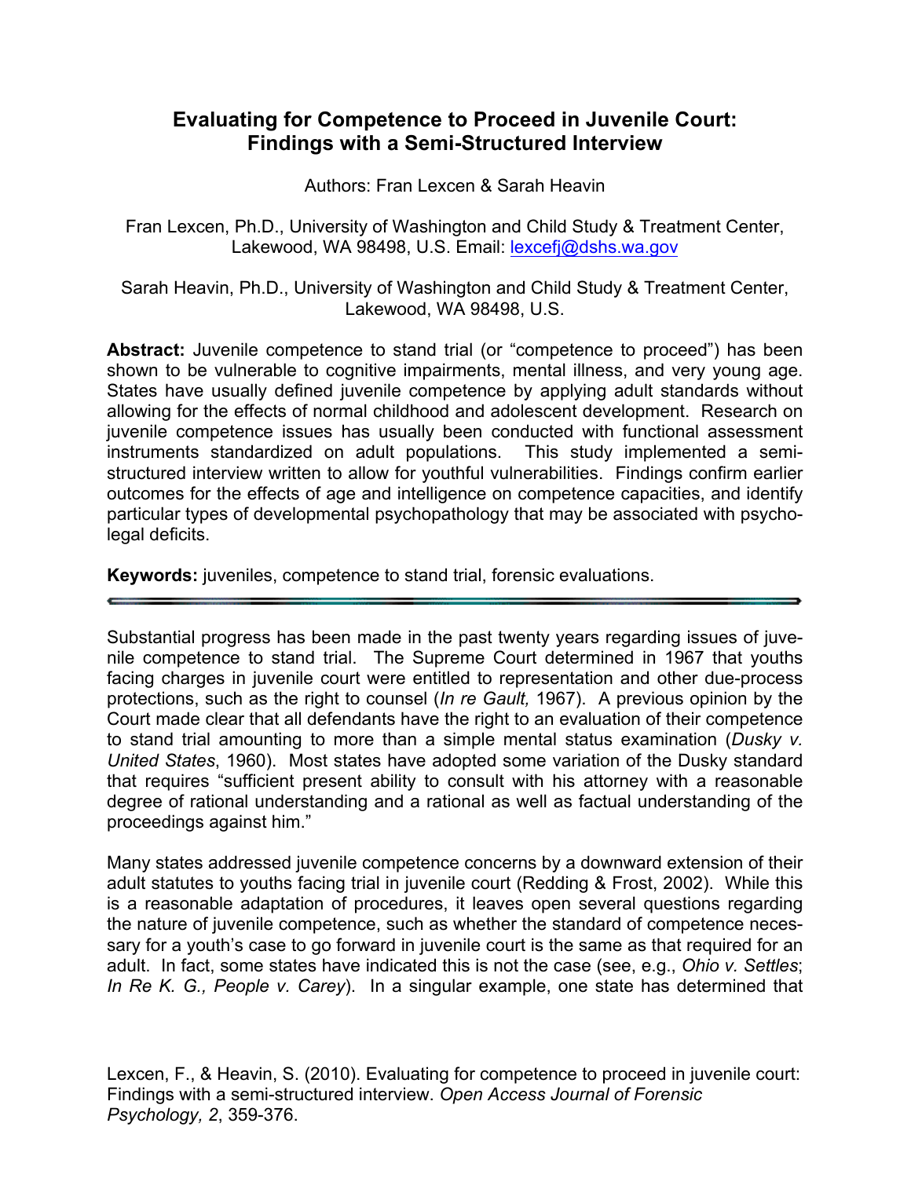# Evaluating for Competence to Proceed in Juvenile Court: Findings with a Semi-Structured Interview

Authors: Fran Lexcen & Sarah Heavin

Fran Lexcen, Ph.D., University of Washington and Child Study & Treatment Center, Lakewood, WA 98498, U.S. Email: lexcefj@dshs.wa.gov

Sarah Heavin, Ph.D., University of Washington and Child Study & Treatment Center, Lakewood, WA 98498, U.S.

**Abstract:** Juvenile competence to stand trial (or "competence to proceed") has been shown to be vulnerable to cognitive impairments, mental illness, and very young age. States have usually defined juvenile competence by applying adult standards without allowing for the effects of normal childhood and adolescent development. Research on juvenile competence issues has usually been conducted with functional assessment instruments standardized on adult populations. This study implemented a semi-structured interview written to allow for youthful vulnerabilities. Findings confirm earlier outcomes for the effects of age and intelligence on competence capacities, and identify particular types of developmental psychopathology that may be associated with psycho-legal deficits.

**Keywords:** juveniles, competence to stand trial, forensic evaluations.

---

Substantial progress has been made in the past twenty years regarding issues of juvenile competence to stand trial. The Supreme Court determined in 1967 that youths facing charges in juvenile court were entitled to representation and other due-process protections, such as the right to counsel (*In re Gault,* 1967). A previous opinion by the Court made clear that all defendants have the right to an evaluation of their competence to stand trial amounting to more than a simple mental status examination (*Dusky v. United States*, 1960). Most states have adopted some variation of the Dusky standard that requires "sufficient present ability to consult with his attorney with a reasonable degree of rational understanding and a rational as well as factual understanding of the proceedings against him."

Many states addressed juvenile competence concerns by a downward extension of their adult statutes to youths facing trial in juvenile court (Redding & Frost, 2002). While this is a reasonable adaptation of procedures, it leaves open several questions regarding the nature of juvenile competence, such as whether the standard of competence necessary for a youth's case to go forward in juvenile court is the same as that required for an adult. In fact, some states have indicated this is not the case (see, e.g., *Ohio v. Settles*; *In Re K. G., People v. Carey*). In a singular example, one state has determined that

Lexcen, F., & Heavin, S. (2010). Evaluating for competence to proceed in juvenile court: Findings with a semi-structured interview. *Open Access Journal of Forensic Psychology, 2*, 359-376.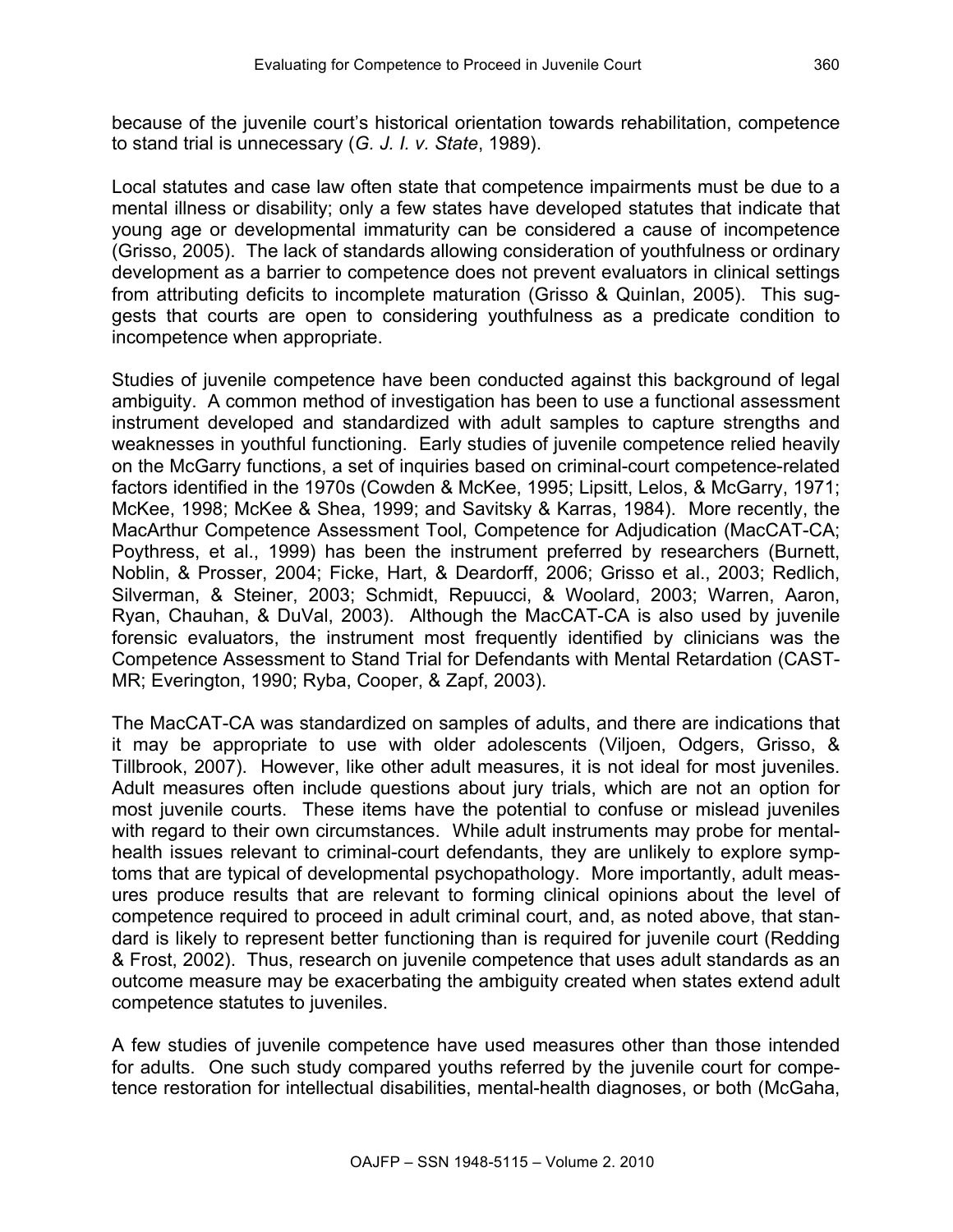because of the juvenile court's historical orientation towards rehabilitation, competence to stand trial is unnecessary (*G. J. I. v. State*, 1989).

Local statutes and case law often state that competence impairments must be due to a mental illness or disability; only a few states have developed statutes that indicate that young age or developmental immaturity can be considered a cause of incompetence (Grisso, 2005). The lack of standards allowing consideration of youthfulness or ordinary development as a barrier to competence does not prevent evaluators in clinical settings from attributing deficits to incomplete maturation (Grisso & Quinlan, 2005). This suggests that courts are open to considering youthfulness as a predicate condition to incompetence when appropriate.

Studies of juvenile competence have been conducted against this background of legal ambiguity. A common method of investigation has been to use a functional assessment instrument developed and standardized with adult samples to capture strengths and weaknesses in youthful functioning. Early studies of juvenile competence relied heavily on the McGarry functions, a set of inquiries based on criminal-court competence-related factors identified in the 1970s (Cowden & McKee, 1995; Lipsitt, Lelos, & McGarry, 1971; McKee, 1998; McKee & Shea, 1999; and Savitsky & Karras, 1984). More recently, the MacArthur Competence Assessment Tool, Competence for Adjudication (MacCAT-CA; Poythress, et al., 1999) has been the instrument preferred by researchers (Burnett, Noblin, & Prosser, 2004; Ficke, Hart, & Deardorff, 2006; Grisso et al., 2003; Redlich, Silverman, & Steiner, 2003; Schmidt, Repuucci, & Woolard, 2003; Warren, Aaron, Ryan, Chauhan, & DuVal, 2003). Although the MacCAT-CA is also used by juvenile forensic evaluators, the instrument most frequently identified by clinicians was the Competence Assessment to Stand Trial for Defendants with Mental Retardation (CAST-MR; Everington, 1990; Ryba, Cooper, & Zapf, 2003).

The MacCAT-CA was standardized on samples of adults, and there are indications that it may be appropriate to use with older adolescents (Viljoen, Odgers, Grisso, & Tillbrook, 2007). However, like other adult measures, it is not ideal for most juveniles. Adult measures often include questions about jury trials, which are not an option for most juvenile courts. These items have the potential to confuse or mislead juveniles with regard to their own circumstances. While adult instruments may probe for mental-health issues relevant to criminal-court defendants, they are unlikely to explore symptoms that are typical of developmental psychopathology. More importantly, adult measures produce results that are relevant to forming clinical opinions about the level of competence required to proceed in adult criminal court, and, as noted above, that standard is likely to represent better functioning than is required for juvenile court (Redding & Frost, 2002). Thus, research on juvenile competence that uses adult standards as an outcome measure may be exacerbating the ambiguity created when states extend adult competence statutes to juveniles.

A few studies of juvenile competence have used measures other than those intended for adults. One such study compared youths referred by the juvenile court for competence restoration for intellectual disabilities, mental-health diagnoses, or both (McGaha,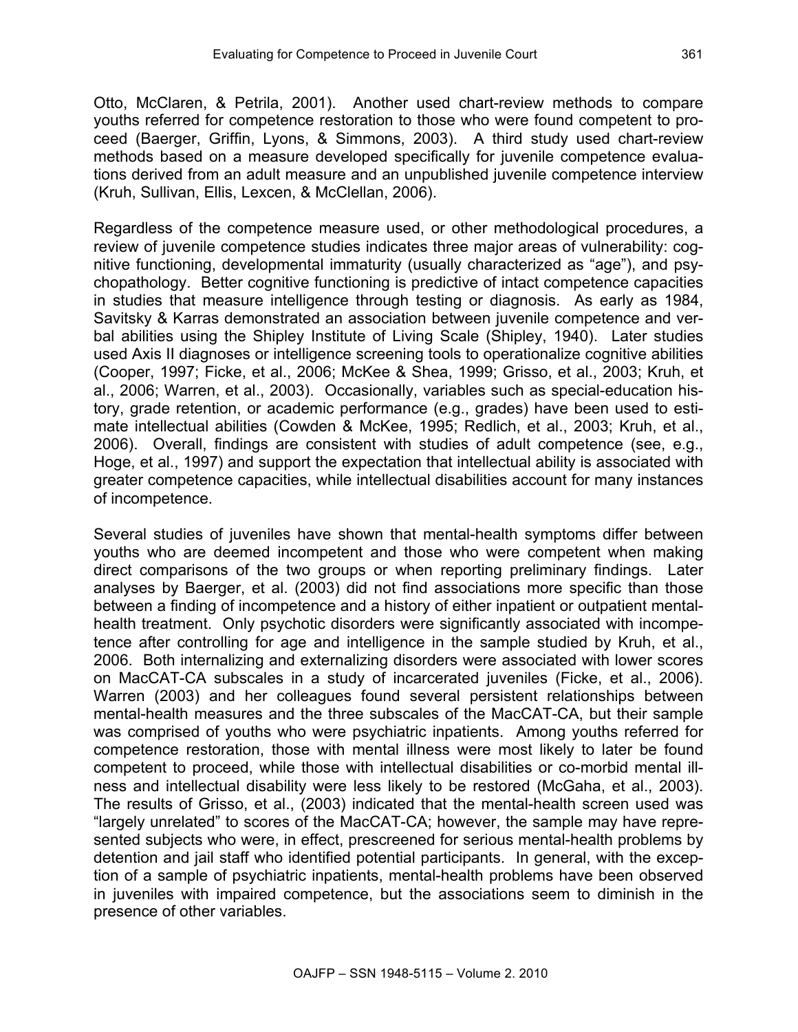Otto, McClaren, & Petrila, 2001). Another used chart-review methods to compare youths referred for competence restoration to those who were found competent to proceed (Baerger, Griffin, Lyons, & Simmons, 2003). A third study used chart-review methods based on a measure developed specifically for juvenile competence evaluations derived from an adult measure and an unpublished juvenile competence interview (Kruh, Sullivan, Ellis, Lexcen, & McClellan, 2006).

Regardless of the competence measure used, or other methodological procedures, a review of juvenile competence studies indicates three major areas of vulnerability: cognitive functioning, developmental immaturity (usually characterized as "age"), and psychopathology. Better cognitive functioning is predictive of intact competence capacities in studies that measure intelligence through testing or diagnosis. As early as 1984, Savitsky & Karras demonstrated an association between juvenile competence and verbal abilities using the Shipley Institute of Living Scale (Shipley, 1940). Later studies used Axis II diagnoses or intelligence screening tools to operationalize cognitive abilities (Cooper, 1997; Ficke, et al., 2006; McKee & Shea, 1999; Grisso, et al., 2003; Kruh, et al., 2006; Warren, et al., 2003). Occasionally, variables such as special-education history, grade retention, or academic performance (e.g., grades) have been used to estimate intellectual abilities (Cowden & McKee, 1995; Redlich, et al., 2003; Kruh, et al., 2006). Overall, findings are consistent with studies of adult competence (see, e.g., Hoge, et al., 1997) and support the expectation that intellectual ability is associated with greater competence capacities, while intellectual disabilities account for many instances of incompetence.

Several studies of juveniles have shown that mental-health symptoms differ between youths who are deemed incompetent and those who were competent when making direct comparisons of the two groups or when reporting preliminary findings. Later analyses by Baerger, et al. (2003) did not find associations more specific than those between a finding of incompetence and a history of either inpatient or outpatient mental-health treatment. Only psychotic disorders were significantly associated with incompetence after controlling for age and intelligence in the sample studied by Kruh, et al., 2006. Both internalizing and externalizing disorders were associated with lower scores on MacCAT-CA subscales in a study of incarcerated juveniles (Ficke, et al., 2006). Warren (2003) and her colleagues found several persistent relationships between mental-health measures and the three subscales of the MacCAT-CA, but their sample was comprised of youths who were psychiatric inpatients. Among youths referred for competence restoration, those with mental illness were most likely to later be found competent to proceed, while those with intellectual disabilities or co-morbid mental illness and intellectual disability were less likely to be restored (McGaha, et al., 2003). The results of Grisso, et al., (2003) indicated that the mental-health screen used was "largely unrelated" to scores of the MacCAT-CA; however, the sample may have represented subjects who were, in effect, prescreened for serious mental-health problems by detention and jail staff who identified potential participants. In general, with the exception of a sample of psychiatric inpatients, mental-health problems have been observed in juveniles with impaired competence, but the associations seem to diminish in the presence of other variables.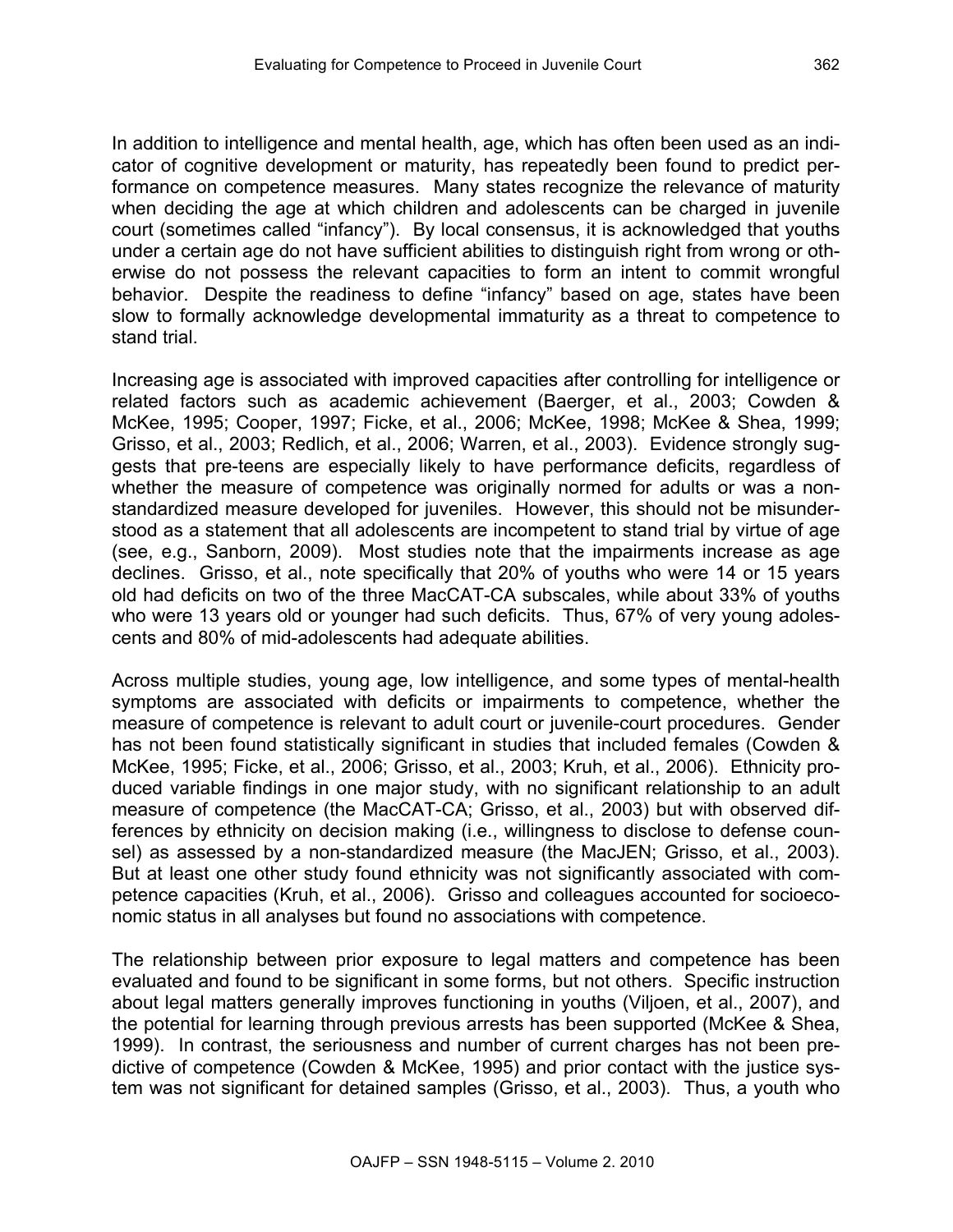In addition to intelligence and mental health, age, which has often been used as an indicator of cognitive development or maturity, has repeatedly been found to predict performance on competence measures. Many states recognize the relevance of maturity when deciding the age at which children and adolescents can be charged in juvenile court (sometimes called "infancy"). By local consensus, it is acknowledged that youths under a certain age do not have sufficient abilities to distinguish right from wrong or otherwise do not possess the relevant capacities to form an intent to commit wrongful behavior. Despite the readiness to define "infancy" based on age, states have been slow to formally acknowledge developmental immaturity as a threat to competence to stand trial.

Increasing age is associated with improved capacities after controlling for intelligence or related factors such as academic achievement (Baerger, et al., 2003; Cowden & McKee, 1995; Cooper, 1997; Ficke, et al., 2006; McKee, 1998; McKee & Shea, 1999; Grisso, et al., 2003; Redlich, et al., 2006; Warren, et al., 2003). Evidence strongly suggests that pre-teens are especially likely to have performance deficits, regardless of whether the measure of competence was originally normed for adults or was a non-standardized measure developed for juveniles. However, this should not be misunderstood as a statement that all adolescents are incompetent to stand trial by virtue of age (see, e.g., Sanborn, 2009). Most studies note that the impairments increase as age declines. Grisso, et al., note specifically that 20% of youths who were 14 or 15 years old had deficits on two of the three MacCAT-CA subscales, while about 33% of youths who were 13 years old or younger had such deficits. Thus, 67% of very young adolescents and 80% of mid-adolescents had adequate abilities.

Across multiple studies, young age, low intelligence, and some types of mental-health symptoms are associated with deficits or impairments to competence, whether the measure of competence is relevant to adult court or juvenile-court procedures. Gender has not been found statistically significant in studies that included females (Cowden & McKee, 1995; Ficke, et al., 2006; Grisso, et al., 2003; Kruh, et al., 2006). Ethnicity produced variable findings in one major study, with no significant relationship to an adult measure of competence (the MacCAT-CA; Grisso, et al., 2003) but with observed differences by ethnicity on decision making (i.e., willingness to disclose to defense counsel) as assessed by a non-standardized measure (the MacJEN; Grisso, et al., 2003). But at least one other study found ethnicity was not significantly associated with competence capacities (Kruh, et al., 2006). Grisso and colleagues accounted for socioeconomic status in all analyses but found no associations with competence.

The relationship between prior exposure to legal matters and competence has been evaluated and found to be significant in some forms, but not others. Specific instruction about legal matters generally improves functioning in youths (Viljoen, et al., 2007), and the potential for learning through previous arrests has been supported (McKee & Shea, 1999). In contrast, the seriousness and number of current charges has not been predictive of competence (Cowden & McKee, 1995) and prior contact with the justice system was not significant for detained samples (Grisso, et al., 2003). Thus, a youth who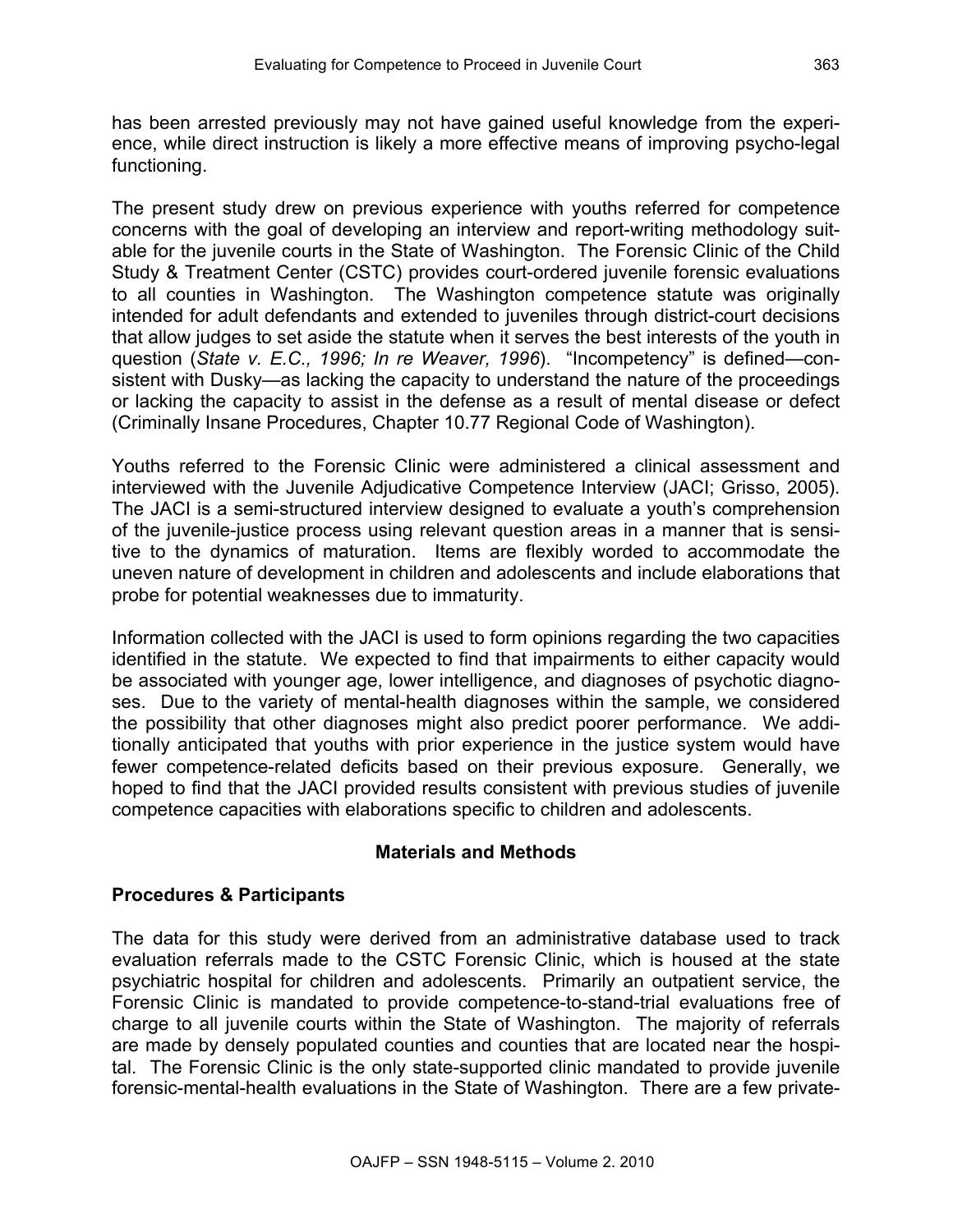has been arrested previously may not have gained useful knowledge from the experience, while direct instruction is likely a more effective means of improving psycho-legal functioning.

The present study drew on previous experience with youths referred for competence concerns with the goal of developing an interview and report-writing methodology suitable for the juvenile courts in the State of Washington. The Forensic Clinic of the Child Study & Treatment Center (CSTC) provides court-ordered juvenile forensic evaluations to all counties in Washington. The Washington competence statute was originally intended for adult defendants and extended to juveniles through district-court decisions that allow judges to set aside the statute when it serves the best interests of the youth in question (*State v. E.C., 1996; In re Weaver, 1996*). "Incompetency" is defined—consistent with Dusky—as lacking the capacity to understand the nature of the proceedings or lacking the capacity to assist in the defense as a result of mental disease or defect (Criminally Insane Procedures, Chapter 10.77 Regional Code of Washington).

Youths referred to the Forensic Clinic were administered a clinical assessment and interviewed with the Juvenile Adjudicative Competence Interview (JACI; Grisso, 2005). The JACI is a semi-structured interview designed to evaluate a youth's comprehension of the juvenile-justice process using relevant question areas in a manner that is sensitive to the dynamics of maturation. Items are flexibly worded to accommodate the uneven nature of development in children and adolescents and include elaborations that probe for potential weaknesses due to immaturity.

Information collected with the JACI is used to form opinions regarding the two capacities identified in the statute. We expected to find that impairments to either capacity would be associated with younger age, lower intelligence, and diagnoses of psychotic diagnoses. Due to the variety of mental-health diagnoses within the sample, we considered the possibility that other diagnoses might also predict poorer performance. We additionally anticipated that youths with prior experience in the justice system would have fewer competence-related deficits based on their previous exposure. Generally, we hoped to find that the JACI provided results consistent with previous studies of juvenile competence capacities with elaborations specific to children and adolescents.

## Materials and Methods

### Procedures & Participants

The data for this study were derived from an administrative database used to track evaluation referrals made to the CSTC Forensic Clinic, which is housed at the state psychiatric hospital for children and adolescents. Primarily an outpatient service, the Forensic Clinic is mandated to provide competence-to-stand-trial evaluations free of charge to all juvenile courts within the State of Washington. The majority of referrals are made by densely populated counties and counties that are located near the hospital. The Forensic Clinic is the only state-supported clinic mandated to provide juvenile forensic-mental-health evaluations in the State of Washington. There are a few private-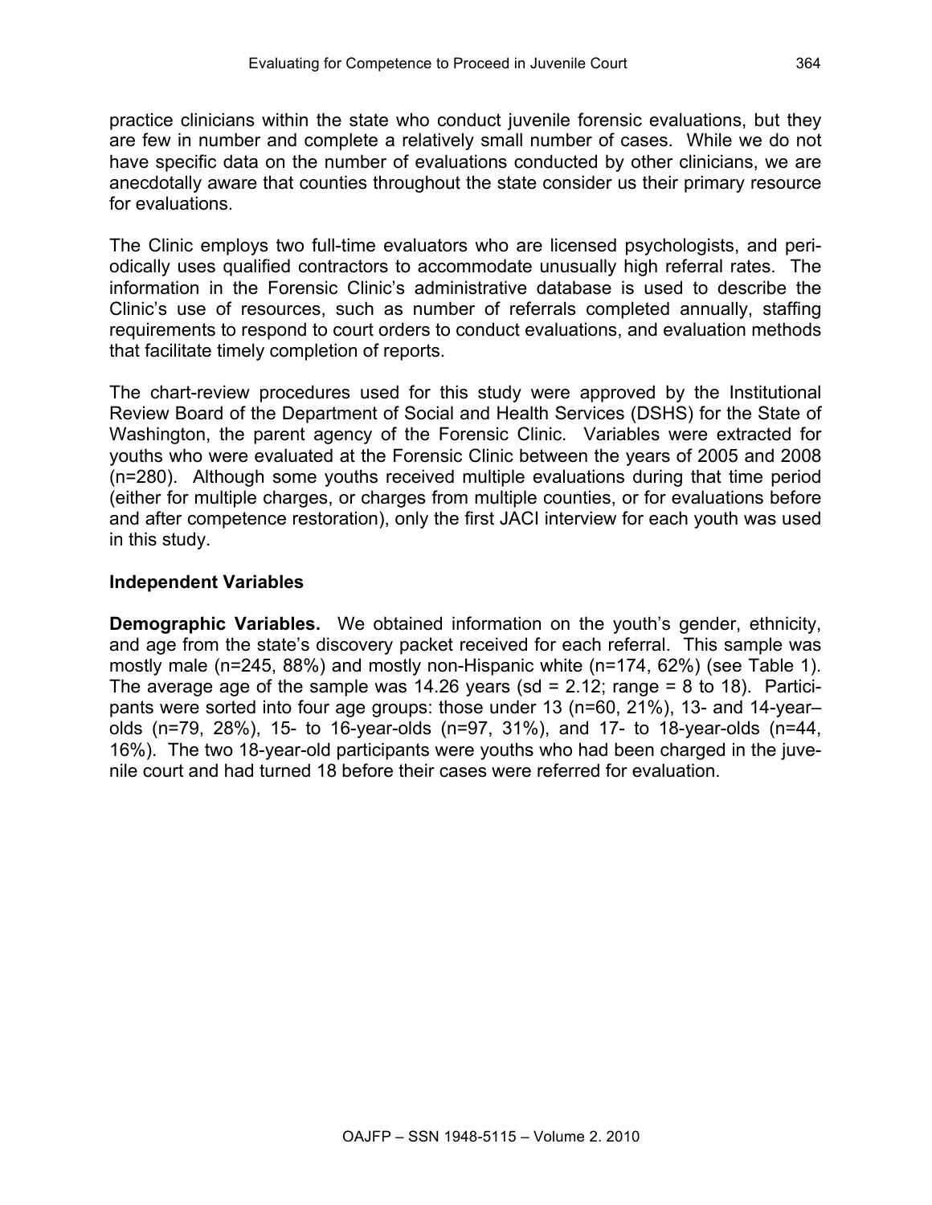practice clinicians within the state who conduct juvenile forensic evaluations, but they are few in number and complete a relatively small number of cases. While we do not have specific data on the number of evaluations conducted by other clinicians, we are anecdotally aware that counties throughout the state consider us their primary resource for evaluations.

The Clinic employs two full-time evaluators who are licensed psychologists, and periodically uses qualified contractors to accommodate unusually high referral rates. The information in the Forensic Clinic's administrative database is used to describe the Clinic's use of resources, such as number of referrals completed annually, staffing requirements to respond to court orders to conduct evaluations, and evaluation methods that facilitate timely completion of reports.

The chart-review procedures used for this study were approved by the Institutional Review Board of the Department of Social and Health Services (DSHS) for the State of Washington, the parent agency of the Forensic Clinic. Variables were extracted for youths who were evaluated at the Forensic Clinic between the years of 2005 and 2008 (n=280). Although some youths received multiple evaluations during that time period (either for multiple charges, or charges from multiple counties, or for evaluations before and after competence restoration), only the first JACI interview for each youth was used in this study.

### Independent Variables

**Demographic Variables.** We obtained information on the youth's gender, ethnicity, and age from the state's discovery packet received for each referral. This sample was mostly male (n=245, 88%) and mostly non-Hispanic white (n=174, 62%) (see Table 1). The average age of the sample was 14.26 years (sd = 2.12; range = 8 to 18). Participants were sorted into four age groups: those under 13 (n=60, 21%), 13- and 14-year–olds (n=79, 28%), 15- to 16-year-olds (n=97, 31%), and 17- to 18-year-olds (n=44, 16%). The two 18-year-old participants were youths who had been charged in the juvenile court and had turned 18 before their cases were referred for evaluation.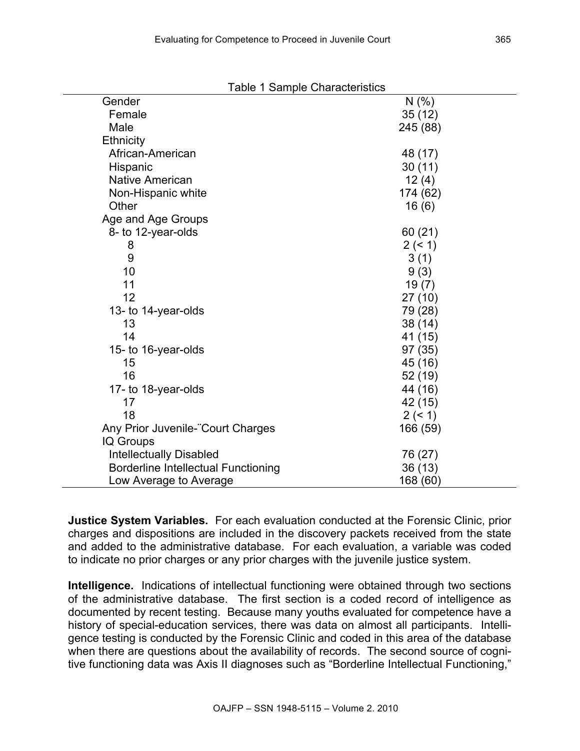Table 1 Sample Characteristics

| | N (%) |
|---|---|
| Gender | |
| Female | 35 (12) |
| Male | 245 (88) |
| Ethnicity | |
| African-American | 48 (17) |
| Hispanic | 30 (11) |
| Native American | 12 (4) |
| Non-Hispanic white | 174 (62) |
| Other | 16 (6) |
| Age and Age Groups | |
| 8- to 12-year-olds | 60 (21) |
| 8 | 2 (< 1) |
| 9 | 3 (1) |
| 10 | 9 (3) |
| 11 | 19 (7) |
| 12 | 27 (10) |
| 13- to 14-year-olds | 79 (28) |
| 13 | 38 (14) |
| 14 | 41 (15) |
| 15- to 16-year-olds | 97 (35) |
| 15 | 45 (16) |
| 16 | 52 (19) |
| 17- to 18-year-olds | 44 (16) |
| 17 | 42 (15) |
| 18 | 2 (< 1) |
| Any Prior Juvenile-¨Court Charges | 166 (59) |
| IQ Groups | |
| Intellectually Disabled | 76 (27) |
| Borderline Intellectual Functioning | 36 (13) |
| Low Average to Average | 168 (60) |

**Justice System Variables.** For each evaluation conducted at the Forensic Clinic, prior charges and dispositions are included in the discovery packets received from the state and added to the administrative database. For each evaluation, a variable was coded to indicate no prior charges or any prior charges with the juvenile justice system.

**Intelligence.** Indications of intellectual functioning were obtained through two sections of the administrative database. The first section is a coded record of intelligence as documented by recent testing. Because many youths evaluated for competence have a history of special-education services, there was data on almost all participants. Intelligence testing is conducted by the Forensic Clinic and coded in this area of the database when there are questions about the availability of records. The second source of cognitive functioning data was Axis II diagnoses such as "Borderline Intellectual Functioning,"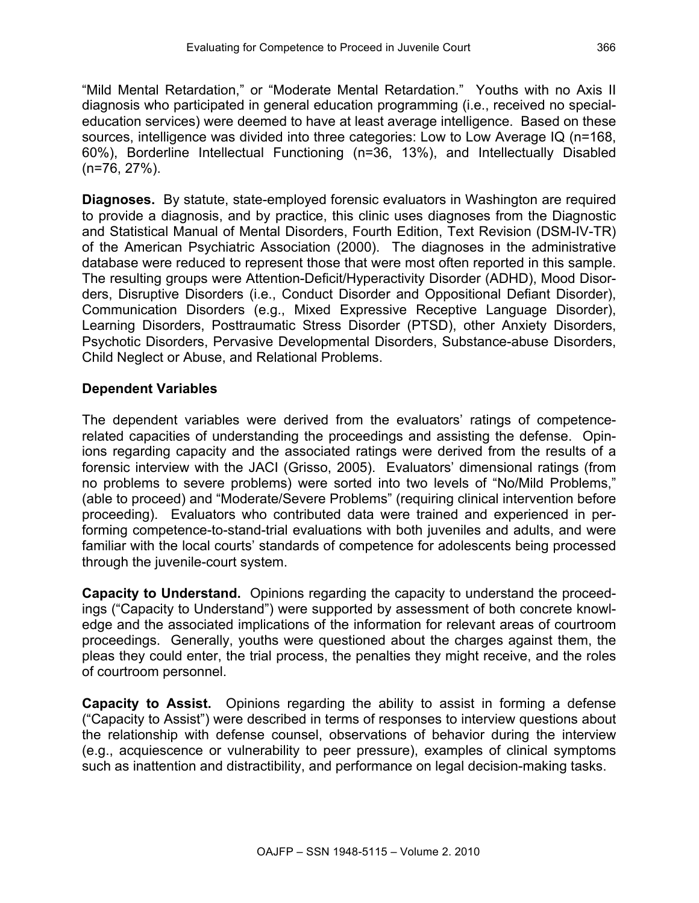"Mild Mental Retardation," or "Moderate Mental Retardation." Youths with no Axis II diagnosis who participated in general education programming (i.e., received no special-education services) were deemed to have at least average intelligence. Based on these sources, intelligence was divided into three categories: Low to Low Average IQ (n=168, 60%), Borderline Intellectual Functioning (n=36, 13%), and Intellectually Disabled (n=76, 27%).

**Diagnoses.** By statute, state-employed forensic evaluators in Washington are required to provide a diagnosis, and by practice, this clinic uses diagnoses from the Diagnostic and Statistical Manual of Mental Disorders, Fourth Edition, Text Revision (DSM-IV-TR) of the American Psychiatric Association (2000). The diagnoses in the administrative database were reduced to represent those that were most often reported in this sample. The resulting groups were Attention-Deficit/Hyperactivity Disorder (ADHD), Mood Disorders, Disruptive Disorders (i.e., Conduct Disorder and Oppositional Defiant Disorder), Communication Disorders (e.g., Mixed Expressive Receptive Language Disorder), Learning Disorders, Posttraumatic Stress Disorder (PTSD), other Anxiety Disorders, Psychotic Disorders, Pervasive Developmental Disorders, Substance-abuse Disorders, Child Neglect or Abuse, and Relational Problems.

### Dependent Variables

The dependent variables were derived from the evaluators' ratings of competence-related capacities of understanding the proceedings and assisting the defense. Opinions regarding capacity and the associated ratings were derived from the results of a forensic interview with the JACI (Grisso, 2005). Evaluators' dimensional ratings (from no problems to severe problems) were sorted into two levels of "No/Mild Problems," (able to proceed) and "Moderate/Severe Problems" (requiring clinical intervention before proceeding). Evaluators who contributed data were trained and experienced in performing competence-to-stand-trial evaluations with both juveniles and adults, and were familiar with the local courts' standards of competence for adolescents being processed through the juvenile-court system.

**Capacity to Understand.** Opinions regarding the capacity to understand the proceedings ("Capacity to Understand") were supported by assessment of both concrete knowledge and the associated implications of the information for relevant areas of courtroom proceedings. Generally, youths were questioned about the charges against them, the pleas they could enter, the trial process, the penalties they might receive, and the roles of courtroom personnel.

**Capacity to Assist.** Opinions regarding the ability to assist in forming a defense ("Capacity to Assist") were described in terms of responses to interview questions about the relationship with defense counsel, observations of behavior during the interview (e.g., acquiescence or vulnerability to peer pressure), examples of clinical symptoms such as inattention and distractibility, and performance on legal decision-making tasks.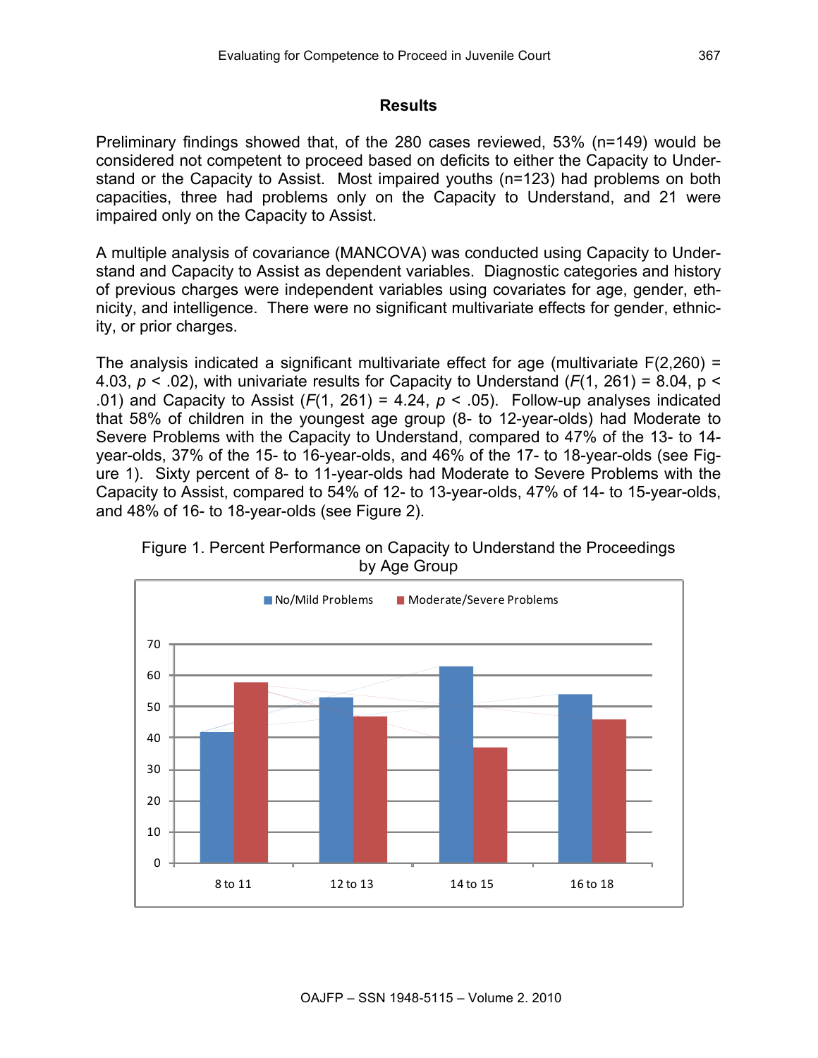## Results

Preliminary findings showed that, of the 280 cases reviewed, 53% (n=149) would be considered not competent to proceed based on deficits to either the Capacity to Understand or the Capacity to Assist. Most impaired youths (n=123) had problems on both capacities, three had problems only on the Capacity to Understand, and 21 were impaired only on the Capacity to Assist.

A multiple analysis of covariance (MANCOVA) was conducted using Capacity to Understand and Capacity to Assist as dependent variables. Diagnostic categories and history of previous charges were independent variables using covariates for age, gender, ethnicity, and intelligence. There were no significant multivariate effects for gender, ethnicity, or prior charges.

The analysis indicated a significant multivariate effect for age (multivariate $F(2,260) = 4.03$, $p < .02$), with univariate results for Capacity to Understand ($F(1, 261) = 8.04$, $p < .01$) and Capacity to Assist ($F(1, 261) = 4.24$, $p < .05$). Follow-up analyses indicated that 58% of children in the youngest age group (8- to 12-year-olds) had Moderate to Severe Problems with the Capacity to Understand, compared to 47% of the 13- to 14-year-olds, 37% of the 15- to 16-year-olds, and 46% of the 17- to 18-year-olds (see Figure 1). Sixty percent of 8- to 11-year-olds had Moderate to Severe Problems with the Capacity to Assist, compared to 54% of 12- to 13-year-olds, 47% of 14- to 15-year-olds, and 48% of 16- to 18-year-olds (see Figure 2).

Figure 1. Percent Performance on Capacity to Understand the Proceedings by Age Group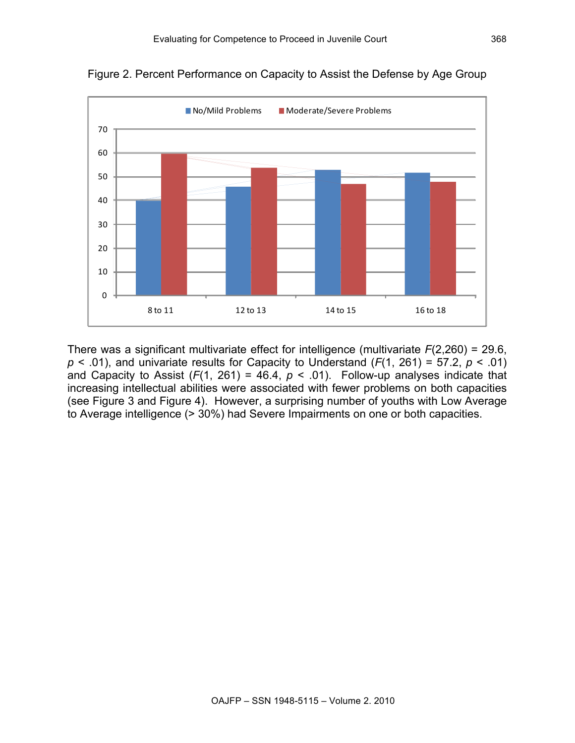Figure 2. Percent Performance on Capacity to Assist the Defense by Age Group

There was a significant multivariate effect for intelligence (multivariate $F(2,260) = 29.6$, $p < .01$), and univariate results for Capacity to Understand ($F(1, 261) = 57.2$, $p < .01$) and Capacity to Assist ($F(1, 261) = 46.4$, $p < .01$). Follow-up analyses indicate that increasing intellectual abilities were associated with fewer problems on both capacities (see Figure 3 and Figure 4). However, a surprising number of youths with Low Average to Average intelligence (> 30%) had Severe Impairments on one or both capacities.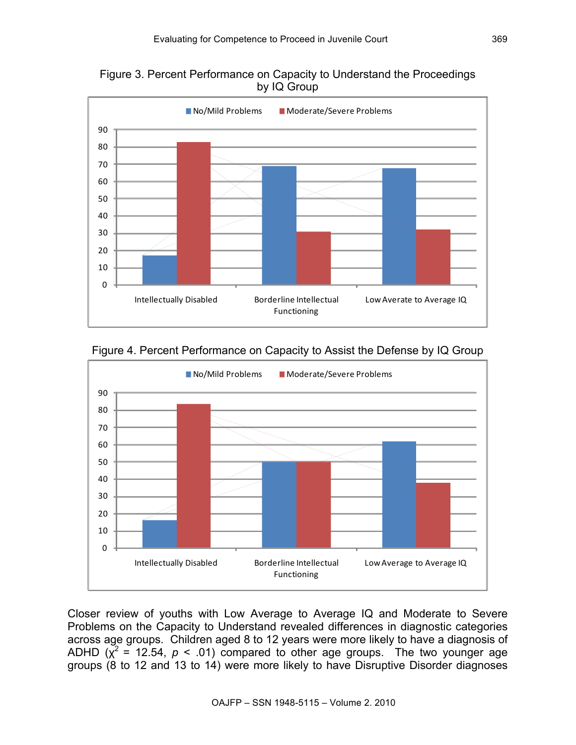Figure 3. Percent Performance on Capacity to Understand the Proceedings by IQ Group

Figure 4. Percent Performance on Capacity to Assist the Defense by IQ Group

Closer review of youths with Low Average to Average IQ and Moderate to Severe Problems on the Capacity to Understand revealed differences in diagnostic categories across age groups. Children aged 8 to 12 years were more likely to have a diagnosis of ADHD ($\chi^2$ = 12.54, $p$ < .01) compared to other age groups. The two younger age groups (8 to 12 and 13 to 14) were more likely to have Disruptive Disorder diagnoses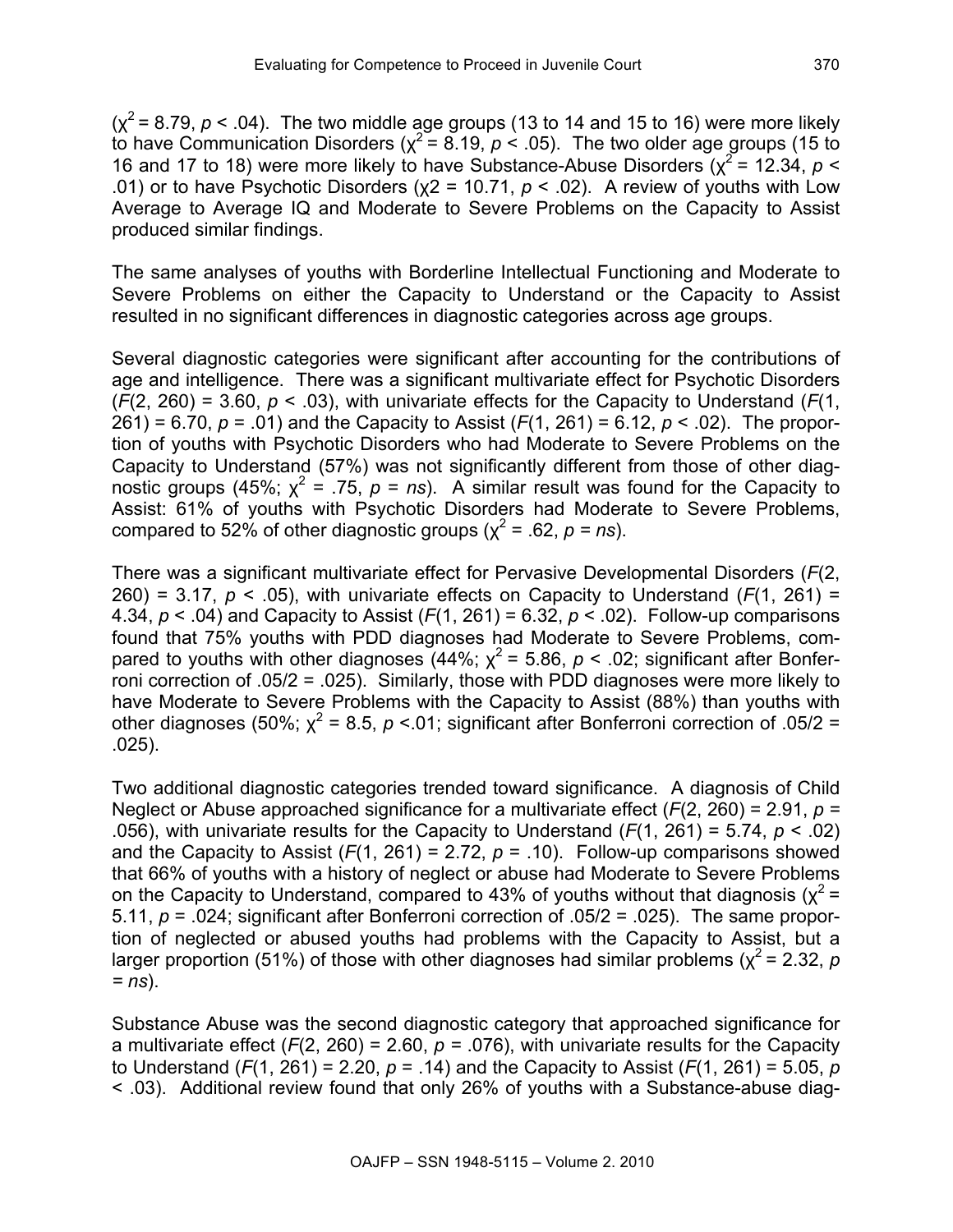($\chi^2 = 8.79$, $p < .04$). The two middle age groups (13 to 14 and 15 to 16) were more likely to have Communication Disorders ($\chi^2 = 8.19$, $p < .05$). The two older age groups (15 to 16 and 17 to 18) were more likely to have Substance-Abuse Disorders ($\chi^2 = 12.34$, $p < .01$) or to have Psychotic Disorders ($\chi 2 = 10.71$, $p < .02$). A review of youths with Low Average to Average IQ and Moderate to Severe Problems on the Capacity to Assist produced similar findings.

The same analyses of youths with Borderline Intellectual Functioning and Moderate to Severe Problems on either the Capacity to Understand or the Capacity to Assist resulted in no significant differences in diagnostic categories across age groups.

Several diagnostic categories were significant after accounting for the contributions of age and intelligence. There was a significant multivariate effect for Psychotic Disorders ($F(2, 260) = 3.60$, $p < .03$), with univariate effects for the Capacity to Understand ($F(1, 261) = 6.70$, $p = .01$) and the Capacity to Assist ($F(1, 261) = 6.12$, $p < .02$). The proportion of youths with Psychotic Disorders who had Moderate to Severe Problems on the Capacity to Understand (57%) was not significantly different from those of other diagnostic groups (45%; $\chi^2 = .75$, $p = ns$). A similar result was found for the Capacity to Assist: 61% of youths with Psychotic Disorders had Moderate to Severe Problems, compared to 52% of other diagnostic groups ($\chi^2 = .62$, $p = ns$).

There was a significant multivariate effect for Pervasive Developmental Disorders ($F(2, 260) = 3.17$, $p < .05$), with univariate effects on Capacity to Understand ($F(1, 261) = 4.34$, $p < .04$) and Capacity to Assist ($F(1, 261) = 6.32$, $p < .02$). Follow-up comparisons found that 75% youths with PDD diagnoses had Moderate to Severe Problems, compared to youths with other diagnoses (44%; $\chi^2 = 5.86$, $p < .02$; significant after Bonferroni correction of .05/2 = .025). Similarly, those with PDD diagnoses were more likely to have Moderate to Severe Problems with the Capacity to Assist (88%) than youths with other diagnoses (50%; $\chi^2 = 8.5$, $p < .01$; significant after Bonferroni correction of .05/2 = .025).

Two additional diagnostic categories trended toward significance. A diagnosis of Child Neglect or Abuse approached significance for a multivariate effect ($F(2, 260) = 2.91$, $p = .056$), with univariate results for the Capacity to Understand ($F(1, 261) = 5.74$, $p < .02$) and the Capacity to Assist ($F(1, 261) = 2.72$, $p = .10$). Follow-up comparisons showed that 66% of youths with a history of neglect or abuse had Moderate to Severe Problems on the Capacity to Understand, compared to 43% of youths without that diagnosis ($\chi^2 = 5.11$, $p = .024$; significant after Bonferroni correction of .05/2 = .025). The same proportion of neglected or abused youths had problems with the Capacity to Assist, but a larger proportion (51%) of those with other diagnoses had similar problems ($\chi^2 = 2.32$, $p = ns$).

Substance Abuse was the second diagnostic category that approached significance for a multivariate effect ($F(2, 260) = 2.60$, $p = .076$), with univariate results for the Capacity to Understand ($F(1, 261) = 2.20$, $p = .14$) and the Capacity to Assist ($F(1, 261) = 5.05$, $p < .03$). Additional review found that only 26% of youths with a Substance-abuse diag-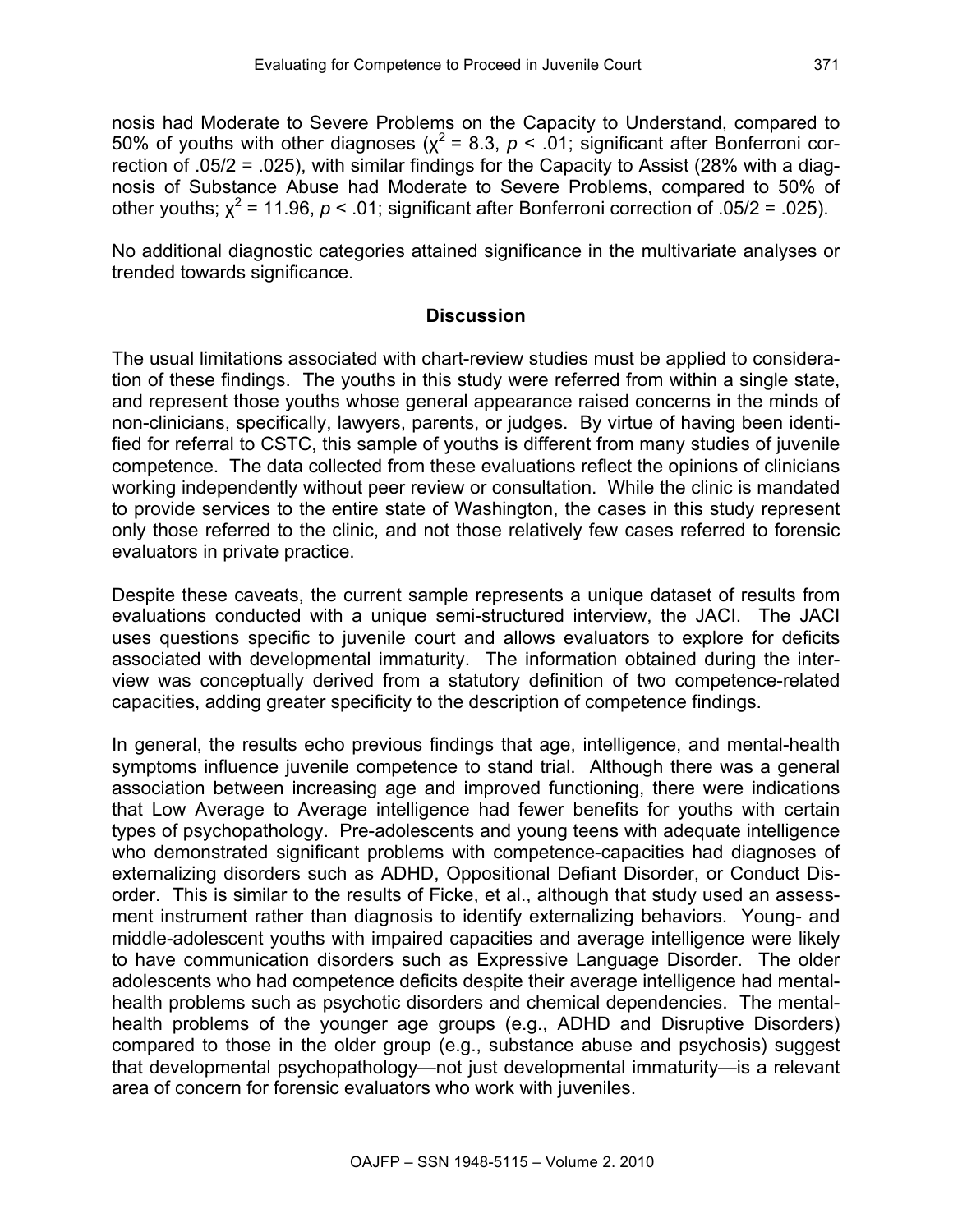nosis had Moderate to Severe Problems on the Capacity to Understand, compared to 50% of youths with other diagnoses ($\chi^2$ = 8.3, $p$ < .01; significant after Bonferroni correction of .05/2 = .025), with similar findings for the Capacity to Assist (28% with a diagnosis of Substance Abuse had Moderate to Severe Problems, compared to 50% of other youths; $\chi^2$ = 11.96, $p$ < .01; significant after Bonferroni correction of .05/2 = .025).

No additional diagnostic categories attained significance in the multivariate analyses or trended towards significance.

## Discussion

The usual limitations associated with chart-review studies must be applied to consideration of these findings. The youths in this study were referred from within a single state, and represent those youths whose general appearance raised concerns in the minds of non-clinicians, specifically, lawyers, parents, or judges. By virtue of having been identified for referral to CSTC, this sample of youths is different from many studies of juvenile competence. The data collected from these evaluations reflect the opinions of clinicians working independently without peer review or consultation. While the clinic is mandated to provide services to the entire state of Washington, the cases in this study represent only those referred to the clinic, and not those relatively few cases referred to forensic evaluators in private practice.

Despite these caveats, the current sample represents a unique dataset of results from evaluations conducted with a unique semi-structured interview, the JACI. The JACI uses questions specific to juvenile court and allows evaluators to explore for deficits associated with developmental immaturity. The information obtained during the interview was conceptually derived from a statutory definition of two competence-related capacities, adding greater specificity to the description of competence findings.

In general, the results echo previous findings that age, intelligence, and mental-health symptoms influence juvenile competence to stand trial. Although there was a general association between increasing age and improved functioning, there were indications that Low Average to Average intelligence had fewer benefits for youths with certain types of psychopathology. Pre-adolescents and young teens with adequate intelligence who demonstrated significant problems with competence-capacities had diagnoses of externalizing disorders such as ADHD, Oppositional Defiant Disorder, or Conduct Disorder. This is similar to the results of Ficke, et al., although that study used an assessment instrument rather than diagnosis to identify externalizing behaviors. Young- and middle-adolescent youths with impaired capacities and average intelligence were likely to have communication disorders such as Expressive Language Disorder. The older adolescents who had competence deficits despite their average intelligence had mental-health problems such as psychotic disorders and chemical dependencies. The mental-health problems of the younger age groups (e.g., ADHD and Disruptive Disorders) compared to those in the older group (e.g., substance abuse and psychosis) suggest that developmental psychopathology—not just developmental immaturity—is a relevant area of concern for forensic evaluators who work with juveniles.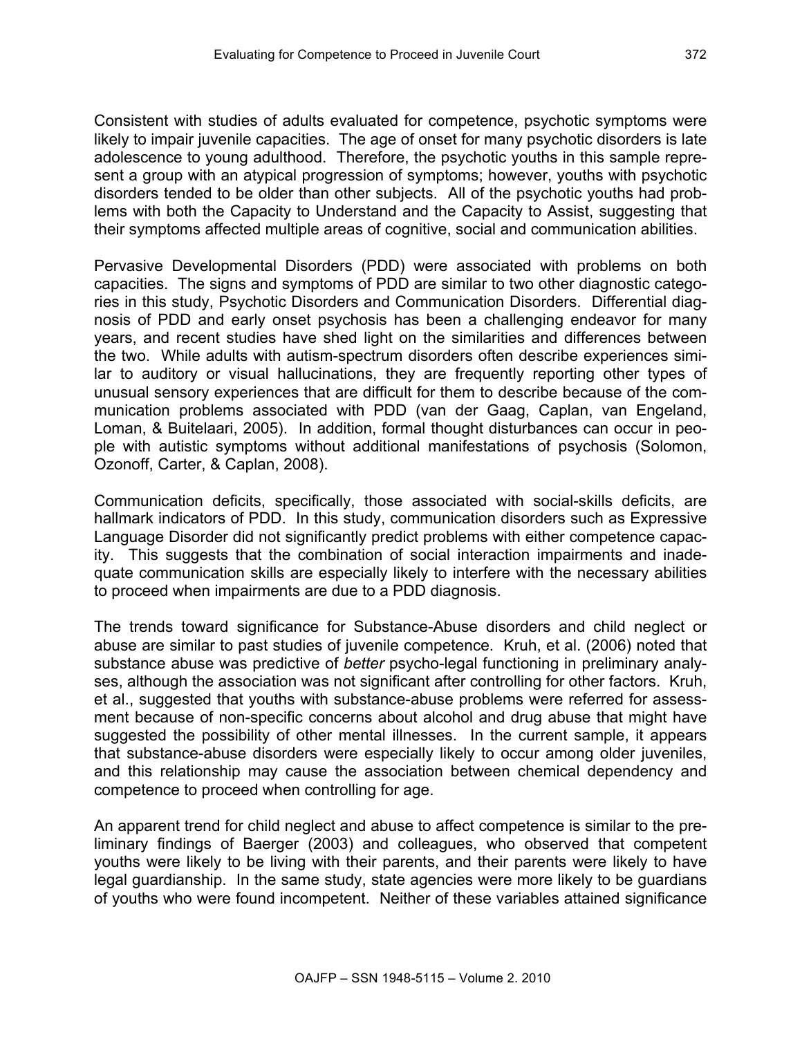Consistent with studies of adults evaluated for competence, psychotic symptoms were likely to impair juvenile capacities. The age of onset for many psychotic disorders is late adolescence to young adulthood. Therefore, the psychotic youths in this sample represent a group with an atypical progression of symptoms; however, youths with psychotic disorders tended to be older than other subjects. All of the psychotic youths had problems with both the Capacity to Understand and the Capacity to Assist, suggesting that their symptoms affected multiple areas of cognitive, social and communication abilities.

Pervasive Developmental Disorders (PDD) were associated with problems on both capacities. The signs and symptoms of PDD are similar to two other diagnostic categories in this study, Psychotic Disorders and Communication Disorders. Differential diagnosis of PDD and early onset psychosis has been a challenging endeavor for many years, and recent studies have shed light on the similarities and differences between the two. While adults with autism-spectrum disorders often describe experiences similar to auditory or visual hallucinations, they are frequently reporting other types of unusual sensory experiences that are difficult for them to describe because of the communication problems associated with PDD (van der Gaag, Caplan, van Engeland, Loman, & Buitelaari, 2005). In addition, formal thought disturbances can occur in people with autistic symptoms without additional manifestations of psychosis (Solomon, Ozonoff, Carter, & Caplan, 2008).

Communication deficits, specifically, those associated with social-skills deficits, are hallmark indicators of PDD. In this study, communication disorders such as Expressive Language Disorder did not significantly predict problems with either competence capacity. This suggests that the combination of social interaction impairments and inadequate communication skills are especially likely to interfere with the necessary abilities to proceed when impairments are due to a PDD diagnosis.

The trends toward significance for Substance-Abuse disorders and child neglect or abuse are similar to past studies of juvenile competence. Kruh, et al. (2006) noted that substance abuse was predictive of *better* psycho-legal functioning in preliminary analyses, although the association was not significant after controlling for other factors. Kruh, et al., suggested that youths with substance-abuse problems were referred for assessment because of non-specific concerns about alcohol and drug abuse that might have suggested the possibility of other mental illnesses. In the current sample, it appears that substance-abuse disorders were especially likely to occur among older juveniles, and this relationship may cause the association between chemical dependency and competence to proceed when controlling for age.

An apparent trend for child neglect and abuse to affect competence is similar to the preliminary findings of Baerger (2003) and colleagues, who observed that competent youths were likely to be living with their parents, and their parents were likely to have legal guardianship. In the same study, state agencies were more likely to be guardians of youths who were found incompetent. Neither of these variables attained significance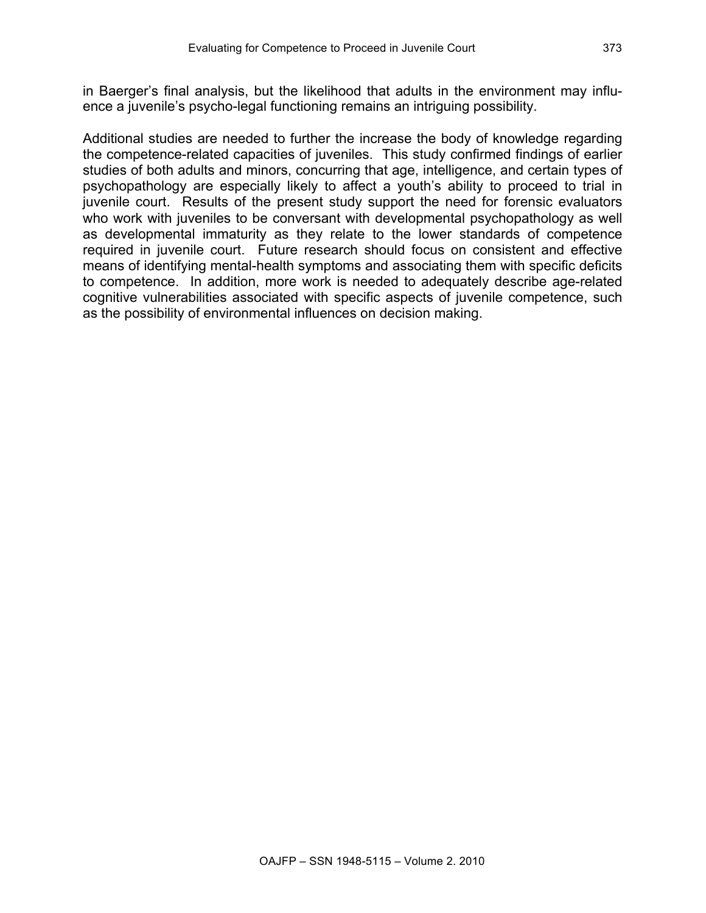in Baerger's final analysis, but the likelihood that adults in the environment may influence a juvenile's psycho-legal functioning remains an intriguing possibility.

Additional studies are needed to further the increase the body of knowledge regarding the competence-related capacities of juveniles. This study confirmed findings of earlier studies of both adults and minors, concurring that age, intelligence, and certain types of psychopathology are especially likely to affect a youth's ability to proceed to trial in juvenile court. Results of the present study support the need for forensic evaluators who work with juveniles to be conversant with developmental psychopathology as well as developmental immaturity as they relate to the lower standards of competence required in juvenile court. Future research should focus on consistent and effective means of identifying mental-health symptoms and associating them with specific deficits to competence. In addition, more work is needed to adequately describe age-related cognitive vulnerabilities associated with specific aspects of juvenile competence, such as the possibility of environmental influences on decision making.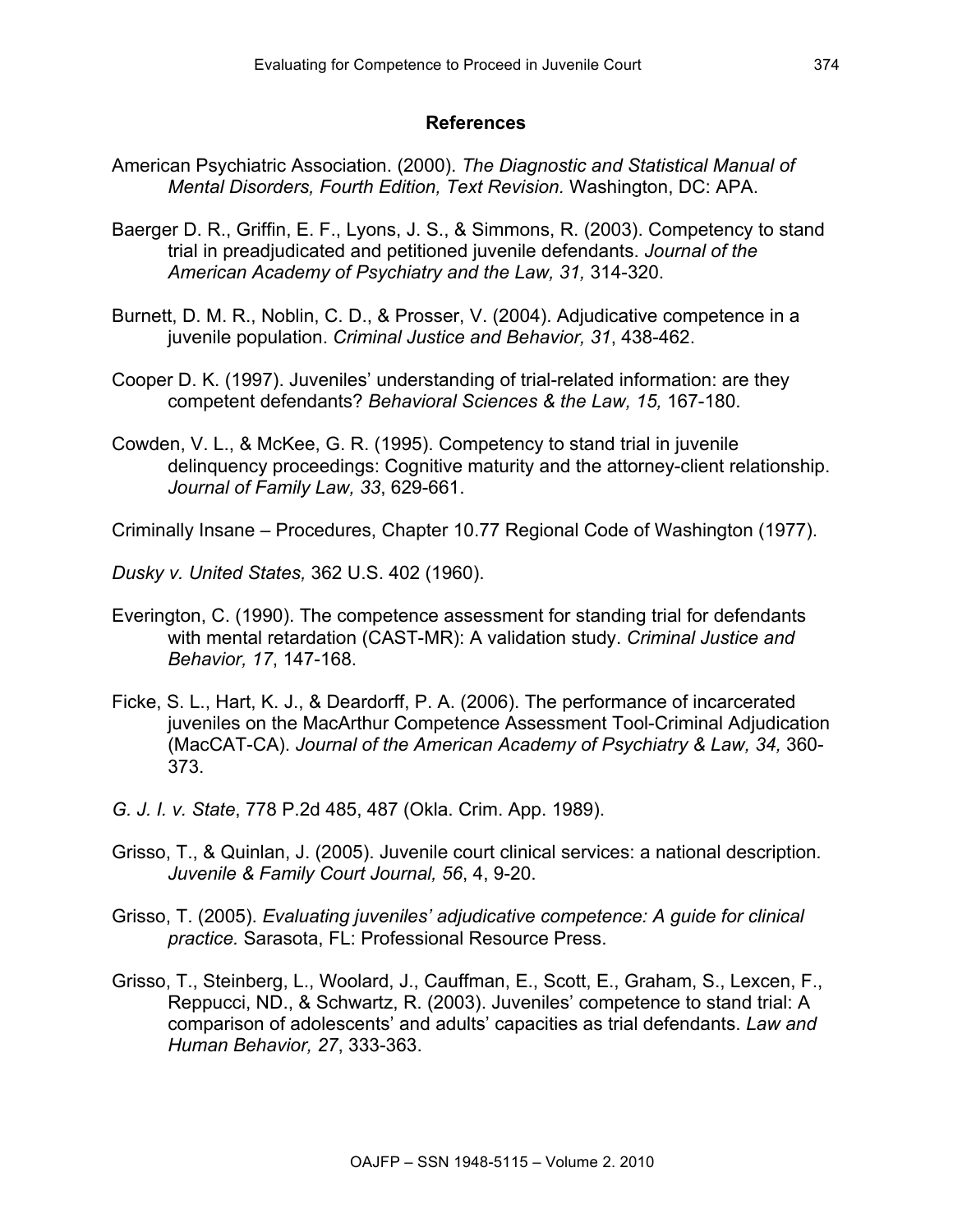## References

American Psychiatric Association. (2000). *The Diagnostic and Statistical Manual of Mental Disorders, Fourth Edition, Text Revision.* Washington, DC: APA.

Baerger D. R., Griffin, E. F., Lyons, J. S., & Simmons, R. (2003). Competency to stand trial in preadjudicated and petitioned juvenile defendants. *Journal of the American Academy of Psychiatry and the Law, 31,* 314-320.

Burnett, D. M. R., Noblin, C. D., & Prosser, V. (2004). Adjudicative competence in a juvenile population. *Criminal Justice and Behavior, 31*, 438-462.

Cooper D. K. (1997). Juveniles' understanding of trial-related information: are they competent defendants? *Behavioral Sciences & the Law, 15,* 167-180.

Cowden, V. L., & McKee, G. R. (1995). Competency to stand trial in juvenile delinquency proceedings: Cognitive maturity and the attorney-client relationship. *Journal of Family Law, 33*, 629-661.

Criminally Insane – Procedures, Chapter 10.77 Regional Code of Washington (1977).

*Dusky v. United States,* 362 U.S. 402 (1960).

Everington, C. (1990). The competence assessment for standing trial for defendants with mental retardation (CAST-MR): A validation study. *Criminal Justice and Behavior, 17*, 147-168.

Ficke, S. L., Hart, K. J., & Deardorff, P. A. (2006). The performance of incarcerated juveniles on the MacArthur Competence Assessment Tool-Criminal Adjudication (MacCAT-CA). *Journal of the American Academy of Psychiatry & Law, 34,* 360-373.

*G. J. I. v. State*, 778 P.2d 485, 487 (Okla. Crim. App. 1989).

Grisso, T., & Quinlan, J. (2005). Juvenile court clinical services: a national description*. Juvenile & Family Court Journal, 56*, 4, 9-20.

Grisso, T. (2005). *Evaluating juveniles' adjudicative competence: A guide for clinical practice.* Sarasota, FL: Professional Resource Press.

Grisso, T., Steinberg, L., Woolard, J., Cauffman, E., Scott, E., Graham, S., Lexcen, F., Reppucci, ND., & Schwartz, R. (2003). Juveniles' competence to stand trial: A comparison of adolescents' and adults' capacities as trial defendants. *Law and Human Behavior, 27*, 333-363.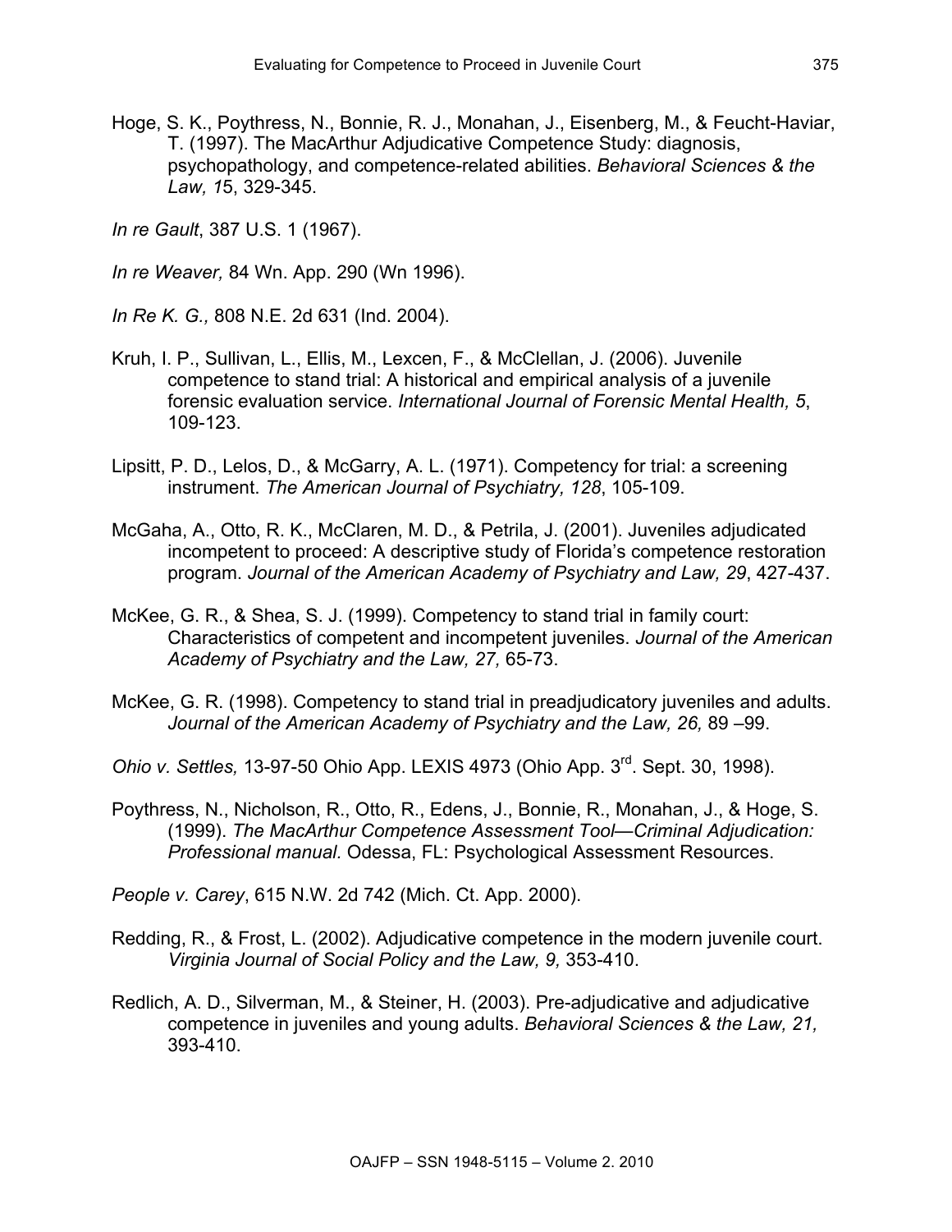Hoge, S. K., Poythress, N., Bonnie, R. J., Monahan, J., Eisenberg, M., & Feucht-Haviar, T. (1997). The MacArthur Adjudicative Competence Study: diagnosis, psychopathology, and competence-related abilities. *Behavioral Sciences & the Law, 1*5, 329-345.

*In re Gault*, 387 U.S. 1 (1967).

*In re Weaver,* 84 Wn. App. 290 (Wn 1996).

*In Re K. G.,* 808 N.E. 2d 631 (Ind. 2004).

Kruh, I. P., Sullivan, L., Ellis, M., Lexcen, F., & McClellan, J. (2006). Juvenile competence to stand trial: A historical and empirical analysis of a juvenile forensic evaluation service. *International Journal of Forensic Mental Health, 5*, 109-123.

Lipsitt, P. D., Lelos, D., & McGarry, A. L. (1971). Competency for trial: a screening instrument. *The American Journal of Psychiatry, 128*, 105-109.

McGaha, A., Otto, R. K., McClaren, M. D., & Petrila, J. (2001). Juveniles adjudicated incompetent to proceed: A descriptive study of Florida's competence restoration program. *Journal of the American Academy of Psychiatry and Law, 29*, 427-437.

McKee, G. R., & Shea, S. J. (1999). Competency to stand trial in family court: Characteristics of competent and incompetent juveniles. *Journal of the American Academy of Psychiatry and the Law, 27,* 65-73.

McKee, G. R. (1998). Competency to stand trial in preadjudicatory juveniles and adults. *Journal of the American Academy of Psychiatry and the Law, 26,* 89 –99.

*Ohio v. Settles,* 13-97-50 Ohio App. LEXIS 4973 (Ohio App. 3rd. Sept. 30, 1998).

Poythress, N., Nicholson, R., Otto, R., Edens, J., Bonnie, R., Monahan, J., & Hoge, S. (1999). *The MacArthur Competence Assessment Tool—Criminal Adjudication: Professional manual.* Odessa, FL: Psychological Assessment Resources.

*People v. Carey*, 615 N.W. 2d 742 (Mich. Ct. App. 2000).

Redding, R., & Frost, L. (2002). Adjudicative competence in the modern juvenile court. *Virginia Journal of Social Policy and the Law, 9,* 353-410.

Redlich, A. D., Silverman, M., & Steiner, H. (2003). Pre-adjudicative and adjudicative competence in juveniles and young adults. *Behavioral Sciences & the Law, 21,* 393-410.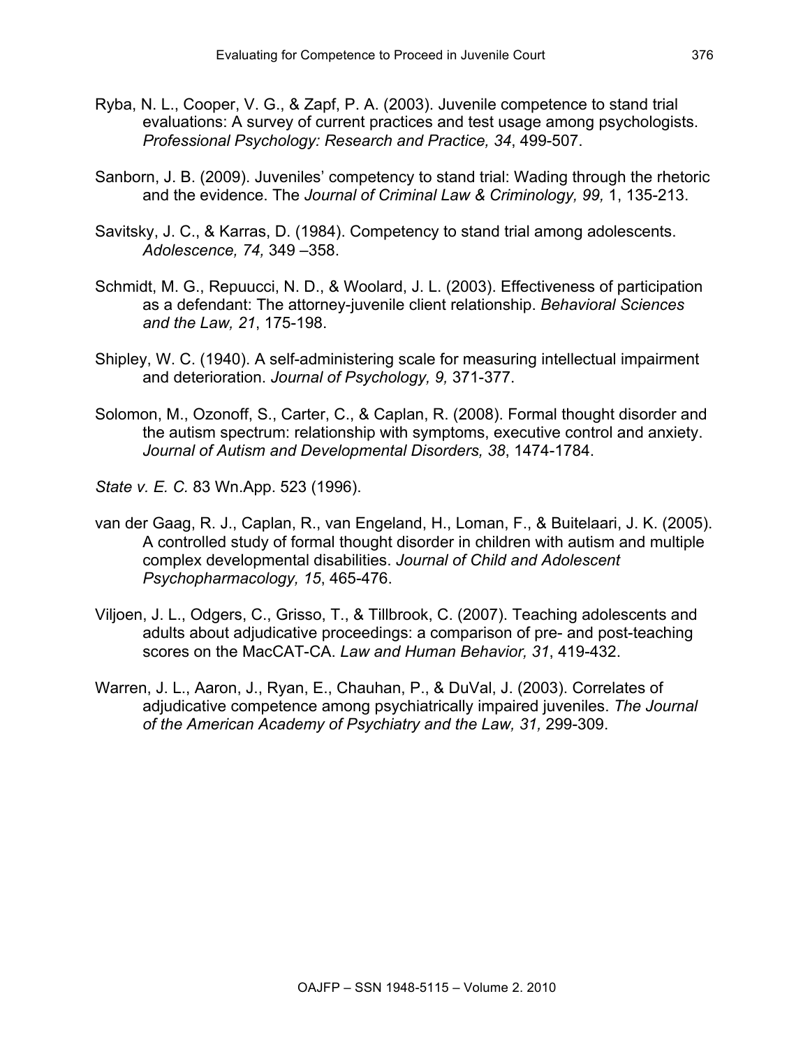Ryba, N. L., Cooper, V. G., & Zapf, P. A. (2003). Juvenile competence to stand trial evaluations: A survey of current practices and test usage among psychologists. *Professional Psychology: Research and Practice, 34*, 499-507.

Sanborn, J. B. (2009). Juveniles' competency to stand trial: Wading through the rhetoric and the evidence. The *Journal of Criminal Law & Criminology, 99,* 1, 135-213.

Savitsky, J. C., & Karras, D. (1984). Competency to stand trial among adolescents. *Adolescence, 74,* 349 –358.

Schmidt, M. G., Repuucci, N. D., & Woolard, J. L. (2003). Effectiveness of participation as a defendant: The attorney-juvenile client relationship. *Behavioral Sciences and the Law, 21*, 175-198.

Shipley, W. C. (1940). A self-administering scale for measuring intellectual impairment and deterioration. *Journal of Psychology, 9,* 371-377.

Solomon, M., Ozonoff, S., Carter, C., & Caplan, R. (2008). Formal thought disorder and the autism spectrum: relationship with symptoms, executive control and anxiety. *Journal of Autism and Developmental Disorders, 38*, 1474-1784.

*State v. E. C.* 83 Wn.App. 523 (1996).

van der Gaag, R. J., Caplan, R., van Engeland, H., Loman, F., & Buitelaari, J. K. (2005). A controlled study of formal thought disorder in children with autism and multiple complex developmental disabilities. *Journal of Child and Adolescent Psychopharmacology, 15*, 465-476.

Viljoen, J. L., Odgers, C., Grisso, T., & Tillbrook, C. (2007). Teaching adolescents and adults about adjudicative proceedings: a comparison of pre- and post-teaching scores on the MacCAT-CA. *Law and Human Behavior, 31*, 419-432.

Warren, J. L., Aaron, J., Ryan, E., Chauhan, P., & DuVal, J. (2003). Correlates of adjudicative competence among psychiatrically impaired juveniles. *The Journal of the American Academy of Psychiatry and the Law, 31,* 299-309.